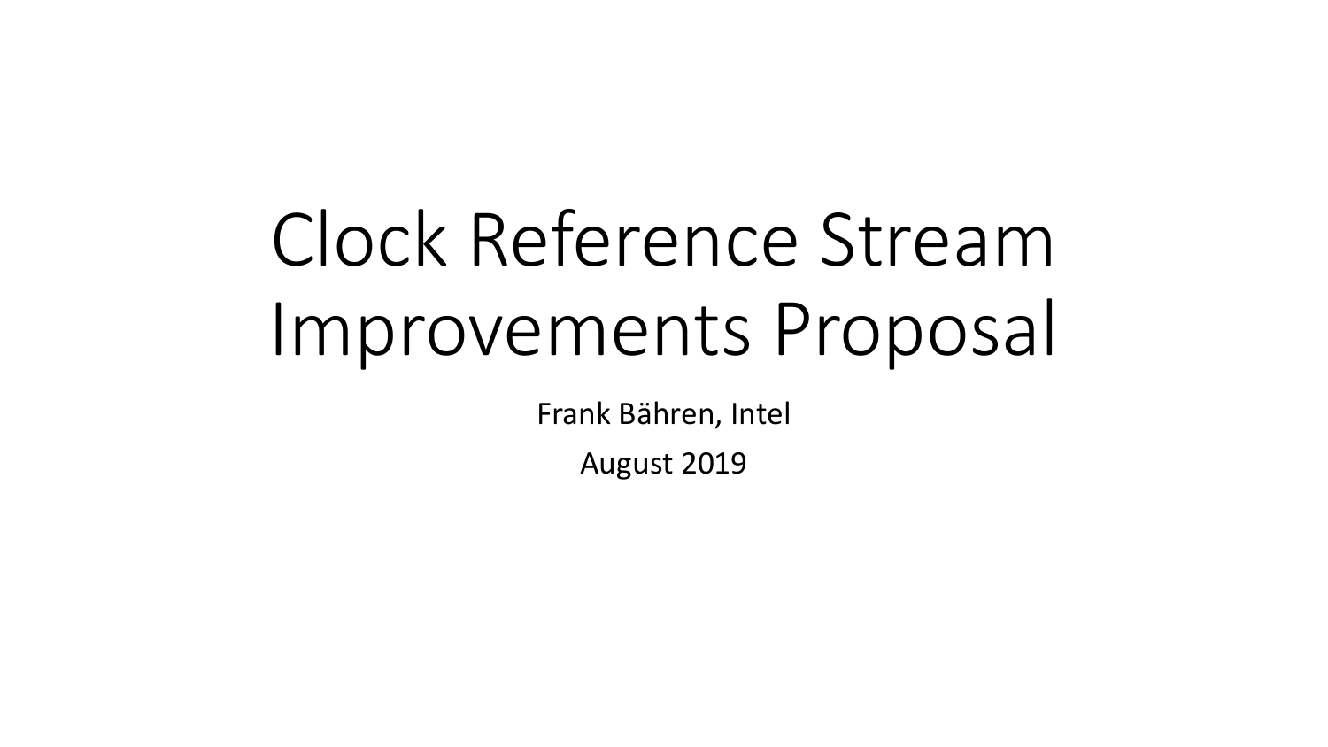# Clock Reference Stream Improvements Proposal

Frank Bähren, Intel

August 2019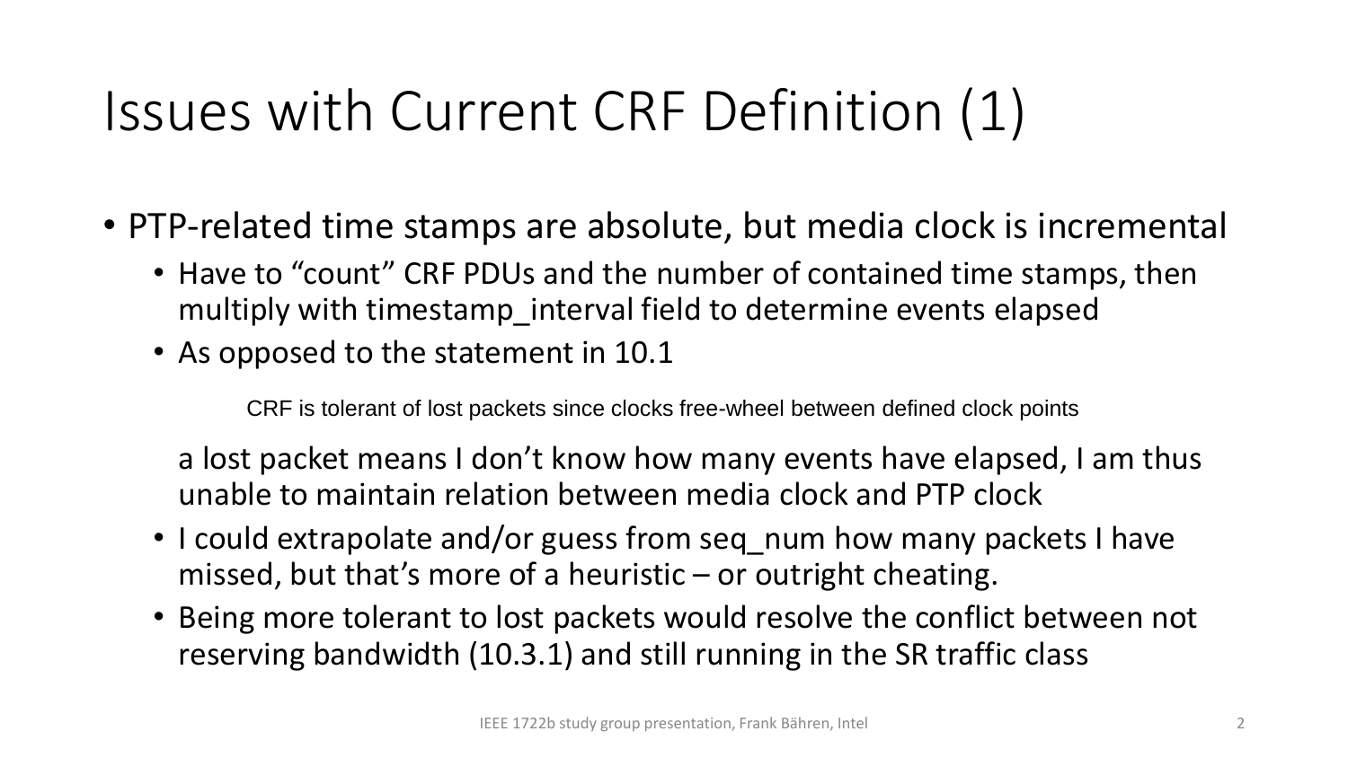# Issues with Current CRF Definition (1)

- PTP-related time stamps are absolute, but media clock is incremental
  - Have to "count" CRF PDUs and the number of contained time stamps, then multiply with timestamp_interval field to determine events elapsed
  - As opposed to the statement in 10.1

    > CRF is tolerant of lost packets since clocks free-wheel between defined clock points

    a lost packet means I don't know how many events have elapsed, I am thus unable to maintain relation between media clock and PTP clock
  - I could extrapolate and/or guess from seq_num how many packets I have missed, but that's more of a heuristic – or outright cheating.
  - Being more tolerant to lost packets would resolve the conflict between not reserving bandwidth (10.3.1) and still running in the SR traffic class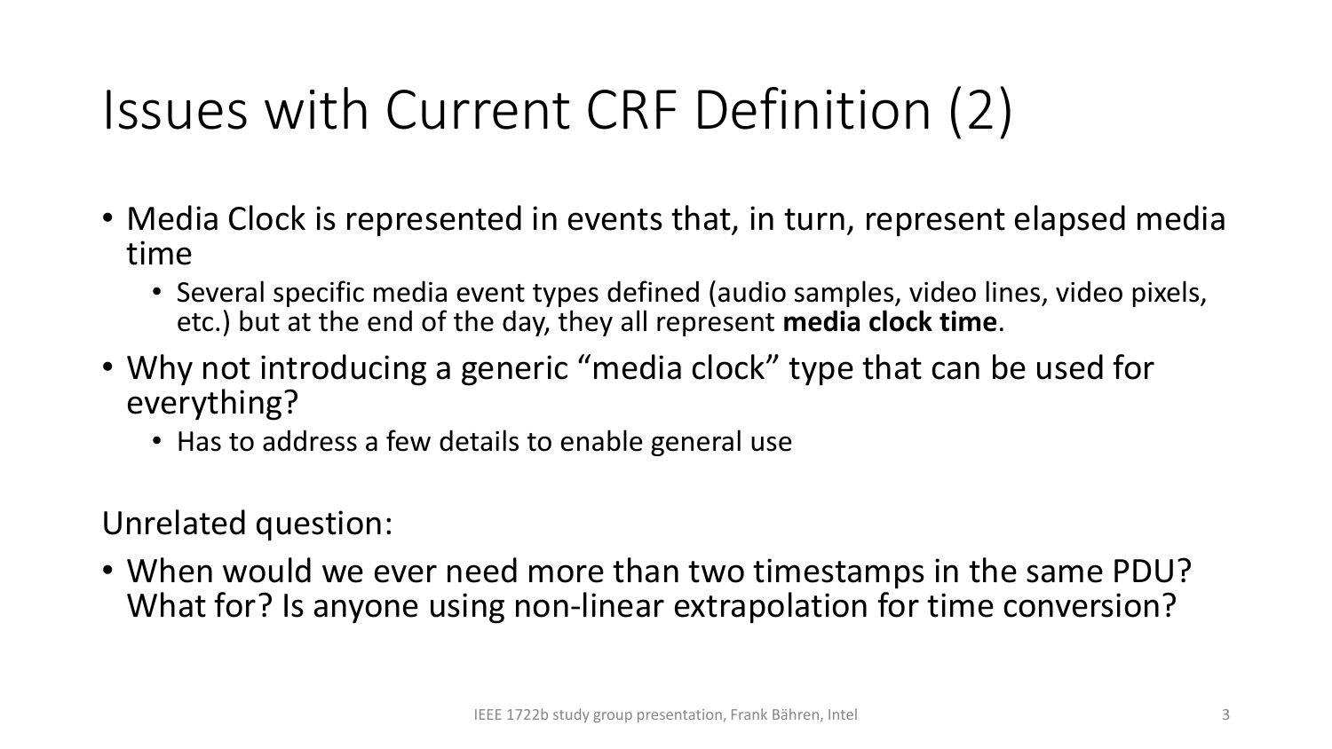# Issues with Current CRF Definition (2)

- Media Clock is represented in events that, in turn, represent elapsed media time
  - Several specific media event types defined (audio samples, video lines, video pixels, etc.) but at the end of the day, they all represent **media clock time**.
- Why not introducing a generic “media clock” type that can be used for everything?
  - Has to address a few details to enable general use

Unrelated question:

- When would we ever need more than two timestamps in the same PDU? What for? Is anyone using non-linear extrapolation for time conversion?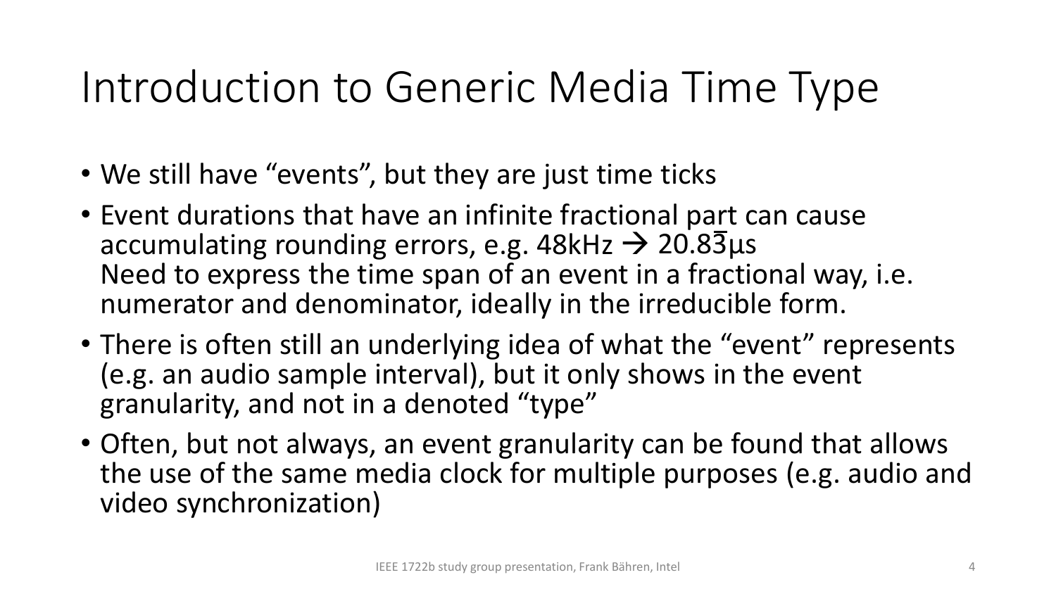# Introduction to Generic Media Time Type

- We still have "events", but they are just time ticks
- Event durations that have an infinite fractional part can cause accumulating rounding errors, e.g. 48kHz → $20.8\overline{3}$µs
  Need to express the time span of an event in a fractional way, i.e. numerator and denominator, ideally in the irreducible form.
- There is often still an underlying idea of what the "event" represents (e.g. an audio sample interval), but it only shows in the event granularity, and not in a denoted "type"
- Often, but not always, an event granularity can be found that allows the use of the same media clock for multiple purposes (e.g. audio and video synchronization)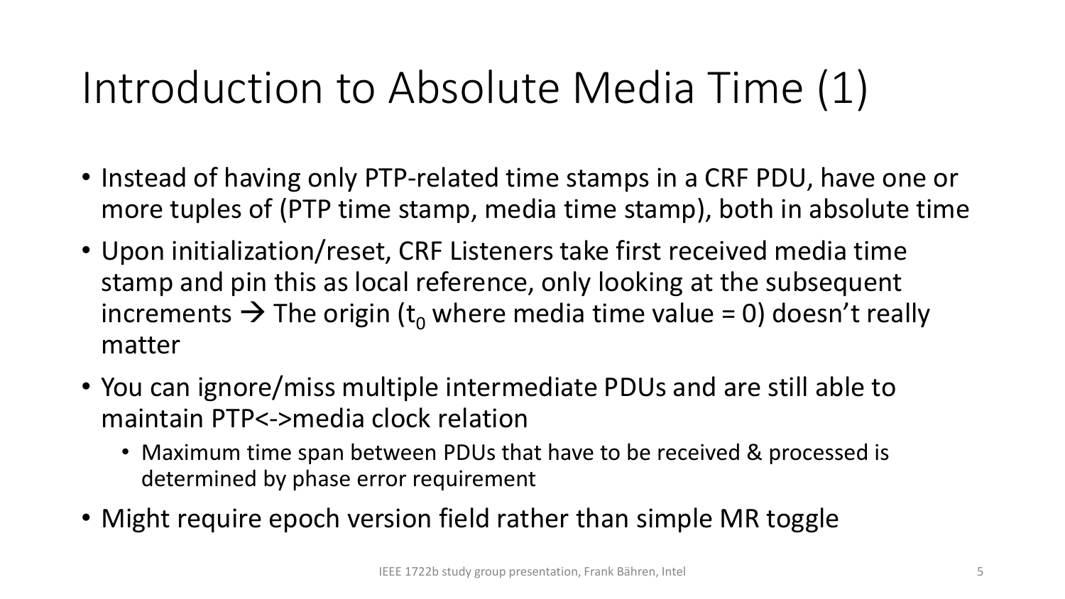# Introduction to Absolute Media Time (1)

- Instead of having only PTP-related time stamps in a CRF PDU, have one or more tuples of (PTP time stamp, media time stamp), both in absolute time
- Upon initialization/reset, CRF Listeners take first received media time stamp and pin this as local reference, only looking at the subsequent increments → The origin ($t_0$ where media time value = 0) doesn't really matter
- You can ignore/miss multiple intermediate PDUs and are still able to maintain PTP<->media clock relation
  - Maximum time span between PDUs that have to be received & processed is determined by phase error requirement
- Might require epoch version field rather than simple MR toggle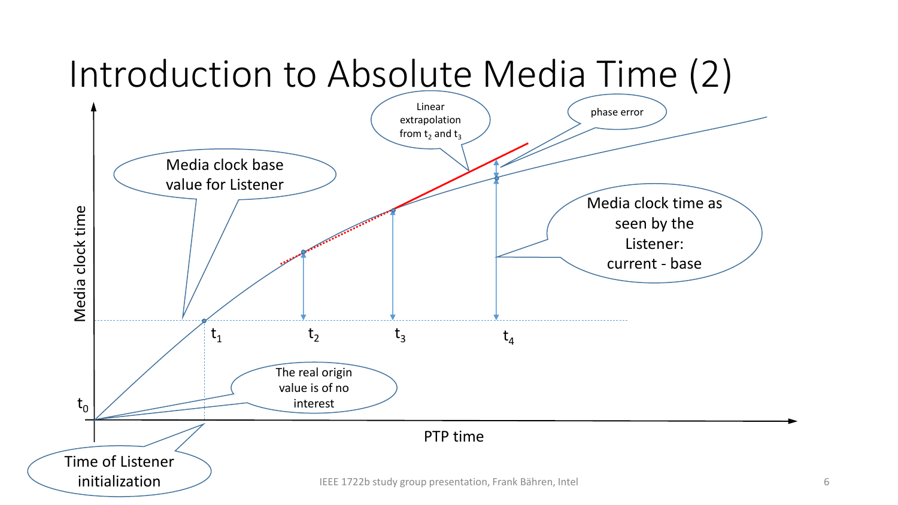# Introduction to Absolute Media Time (2)

Media clock time

PTP time

$t_0$

$t_1$

$t_2$

$t_3$

$t_4$

Media clock base value for Listener

Linear extrapolation from $t_2$ and $t_3$

phase error

Media clock time as seen by the Listener: current - base

The real origin value is of no interest

Time of Listener initialization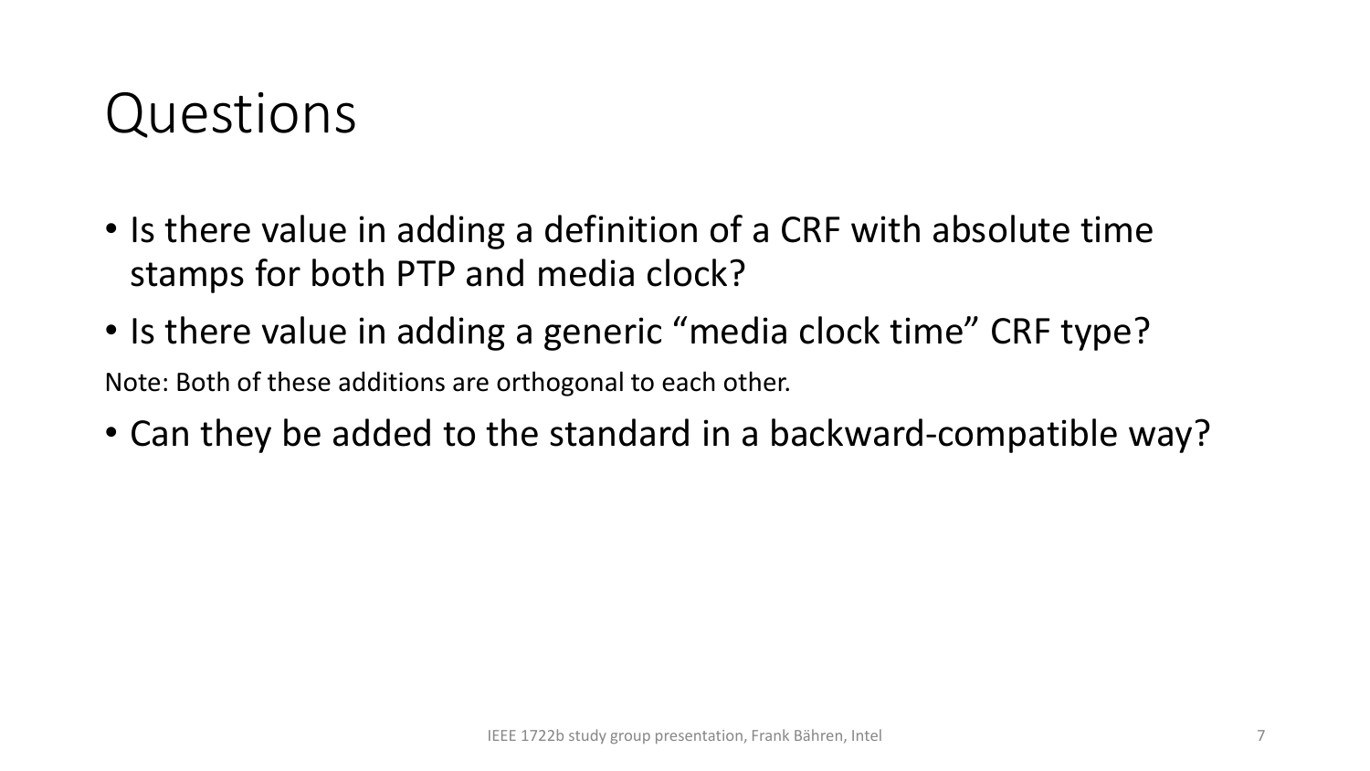# Questions

- Is there value in adding a definition of a CRF with absolute time stamps for both PTP and media clock?
- Is there value in adding a generic “media clock time” CRF type?

Note: Both of these additions are orthogonal to each other.

- Can they be added to the standard in a backward-compatible way?